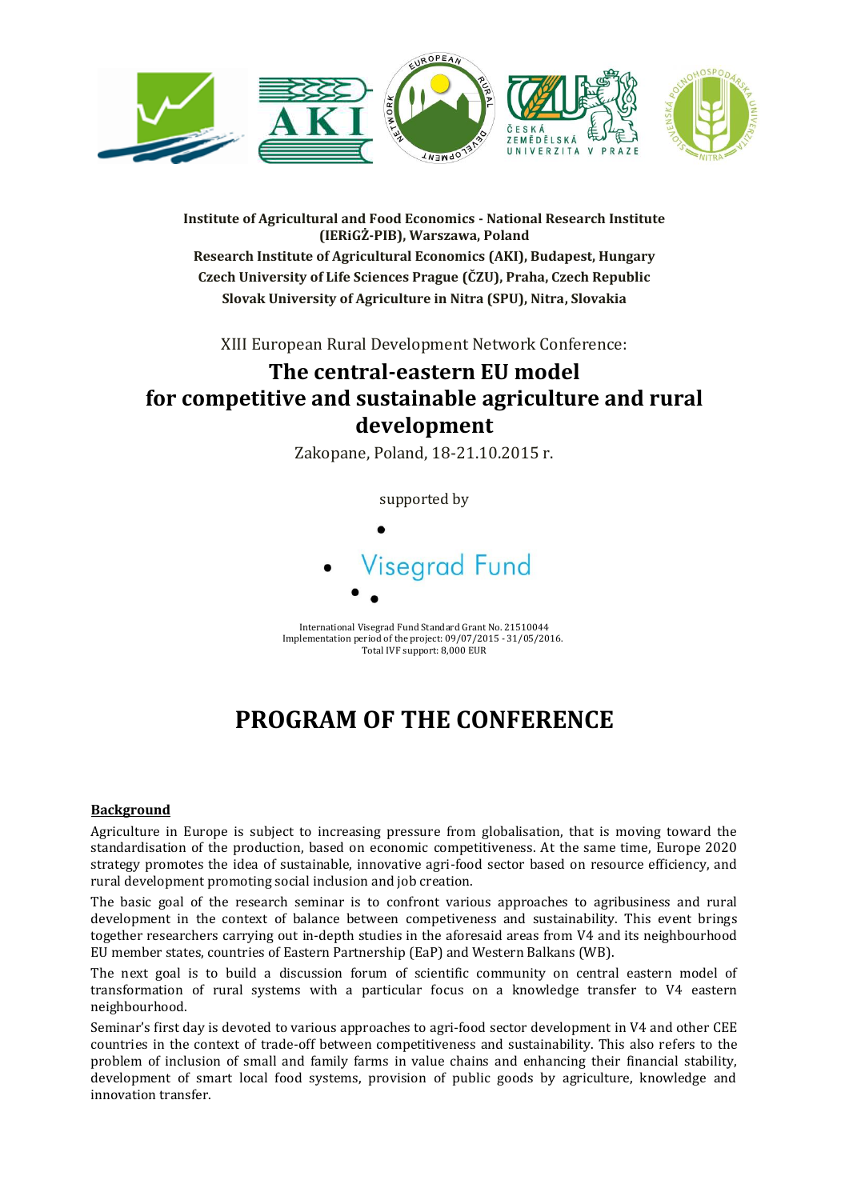**Institute of Agricultural and Food Economics - National Research Institute (IERiGŻ-PIB), Warszawa, Poland**

**Research Institute of Agricultural Economics (AKI), Budapest, Hungary**

**Czech University of Life Sciences Prague (ČZU), Praha, Czech Republic**

**Slovak University of Agriculture in Nitra (SPU), Nitra, Slovakia**

XIII European Rural Development Network Conference:

# The central-eastern EU model for competitive and sustainable agriculture and rural development

Zakopane, Poland, 18-21.10.2015 r.

supported by

Visegrad Fund

International Visegrad Fund Standard Grant No. 21510044
Implementation period of the project: 09/07/2015 - 31/05/2016.
Total IVF support: 8,000 EUR

# PROGRAM OF THE CONFERENCE

**Background**

Agriculture in Europe is subject to increasing pressure from globalisation, that is moving toward the standardisation of the production, based on economic competitiveness. At the same time, Europe 2020 strategy promotes the idea of sustainable, innovative agri-food sector based on resource efficiency, and rural development promoting social inclusion and job creation.

The basic goal of the research seminar is to confront various approaches to agribusiness and rural development in the context of balance between competiveness and sustainability. This event brings together researchers carrying out in-depth studies in the aforesaid areas from V4 and its neighbourhood EU member states, countries of Eastern Partnership (EaP) and Western Balkans (WB).

The next goal is to build a discussion forum of scientific community on central eastern model of transformation of rural systems with a particular focus on a knowledge transfer to V4 eastern neighbourhood.

Seminar's first day is devoted to various approaches to agri-food sector development in V4 and other CEE countries in the context of trade-off between competitiveness and sustainability. This also refers to the problem of inclusion of small and family farms in value chains and enhancing their financial stability, development of smart local food systems, provision of public goods by agriculture, knowledge and innovation transfer.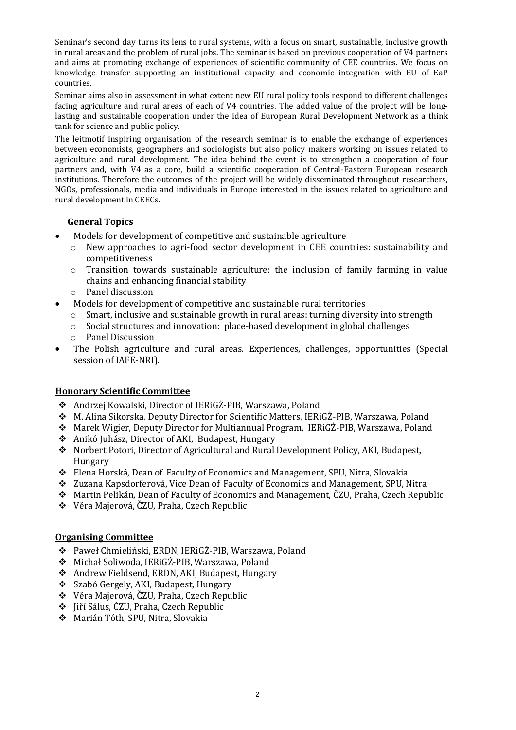Seminar's second day turns its lens to rural systems, with a focus on smart, sustainable, inclusive growth in rural areas and the problem of rural jobs. The seminar is based on previous cooperation of V4 partners and aims at promoting exchange of experiences of scientific community of CEE countries. We focus on knowledge transfer supporting an institutional capacity and economic integration with EU of EaP countries.

Seminar aims also in assessment in what extent new EU rural policy tools respond to different challenges facing agriculture and rural areas of each of V4 countries. The added value of the project will be long-lasting and sustainable cooperation under the idea of European Rural Development Network as a think tank for science and public policy.

The leitmotif inspiring organisation of the research seminar is to enable the exchange of experiences between economists, geographers and sociologists but also policy makers working on issues related to agriculture and rural development. The idea behind the event is to strengthen a cooperation of four partners and, with V4 as a core, build a scientific cooperation of Central-Eastern European research institutions. Therefore the outcomes of the project will be widely disseminated throughout researchers, NGOs, professionals, media and individuals in Europe interested in the issues related to agriculture and rural development in CEECs.

## General Topics

- Models for development of competitive and sustainable agriculture
  - New approaches to agri-food sector development in CEE countries: sustainability and competitiveness
  - Transition towards sustainable agriculture: the inclusion of family farming in value chains and enhancing financial stability
  - Panel discussion
- Models for development of competitive and sustainable rural territories
  - Smart, inclusive and sustainable growth in rural areas: turning diversity into strength
  - Social structures and innovation: place-based development in global challenges
  - Panel Discussion
- The Polish agriculture and rural areas. Experiences, challenges, opportunities (Special session of IAFE-NRI).

## Honorary Scientific Committee

- Andrzej Kowalski, Director of IERiGŻ-PIB, Warszawa, Poland
- M. Alina Sikorska, Deputy Director for Scientific Matters, IERiGŻ-PIB, Warszawa, Poland
- Marek Wigier, Deputy Director for Multiannual Program, IERiGŻ-PIB, Warszawa, Poland
- Anikó Juhász, Director of AKI, Budapest, Hungary
- Norbert Potori, Director of Agricultural and Rural Development Policy, AKI, Budapest, Hungary
- Elena Horská, Dean of Faculty of Economics and Management, SPU, Nitra, Slovakia
- Zuzana Kapsdorferová, Vice Dean of Faculty of Economics and Management, SPU, Nitra
- Martin Pelikán, Dean of Faculty of Economics and Management, ČZU, Praha, Czech Republic
- Věra Majerová, ČZU, Praha, Czech Republic

## Organising Committee

- Paweł Chmieliński, ERDN, IERiGŻ-PIB, Warszawa, Poland
- Michał Soliwoda, IERiGŻ-PIB, Warszawa, Poland
- Andrew Fieldsend, ERDN, AKI, Budapest, Hungary
- Szabó Gergely, AKI, Budapest, Hungary
- Věra Majerová, ČZU, Praha, Czech Republic
- Jiří Sálus, ČZU, Praha, Czech Republic
- Marián Tóth, SPU, Nitra, Slovakia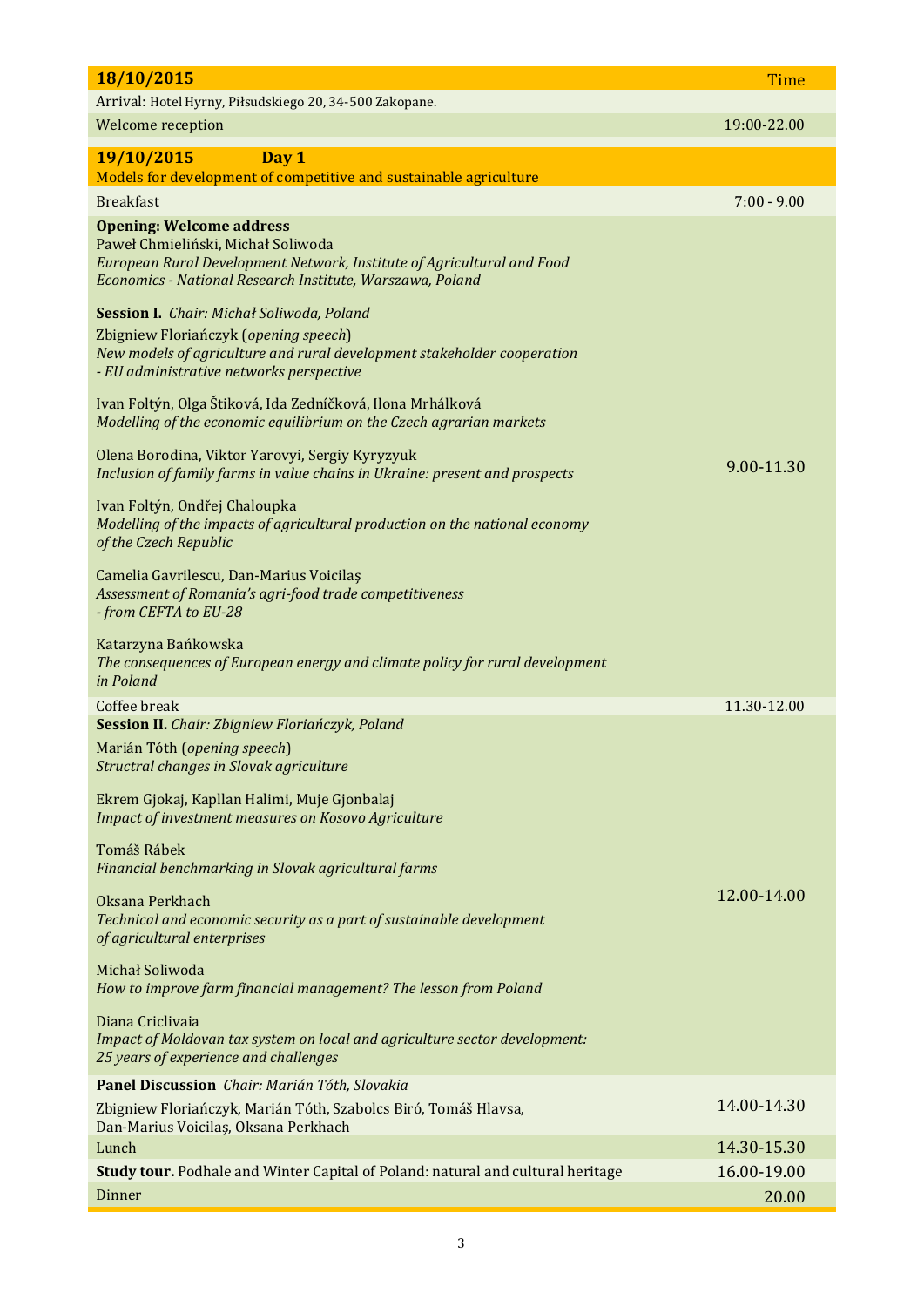| 18/10/2015 | Time |
| --- | --- |
| Arrival: Hotel Hyrny, Piłsudskiego 20, 34-500 Zakopane. | |
| Welcome reception | 19:00-22.00 |

| **19/10/2015** **Day 1**<br>Models for development of competitive and sustainable agriculture | |
| --- | --- |
| Breakfast | 7:00 - 9.00 |
| **Opening: Welcome address**<br>Paweł Chmieliński, Michał Soliwoda<br>*European Rural Development Network, Institute of Agricultural and Food Economics - National Research Institute, Warszawa, Poland*<br><br>**Session I.** *Chair: Michał Soliwoda, Poland*<br>Zbigniew Floriańczyk (*opening speech*)<br>*New models of agriculture and rural development stakeholder cooperation - EU administrative networks perspective*<br><br>Ivan Foltýn, Olga Štiková, Ida Zedníčková, Ilona Mrhálková<br>*Modelling of the economic equilibrium on the Czech agrarian markets*<br><br>Olena Borodina, Viktor Yarovyi, Sergiy Kyryzyuk<br>*Inclusion of family farms in value chains in Ukraine: present and prospects*<br><br>Ivan Foltýn, Ondřej Chaloupka<br>*Modelling of the impacts of agricultural production on the national economy of the Czech Republic*<br><br>Camelia Gavrilescu, Dan-Marius Voicilaș<br>*Assessment of Romania's agri-food trade competitiveness - from CEFTA to EU-28*<br><br>Katarzyna Bańkowska<br>*The consequences of European energy and climate policy for rural development in Poland* | 9.00-11.30 |
| Coffee break | 11.30-12.00 |
| **Session II.** *Chair: Zbigniew Floriańczyk, Poland*<br>Marián Tóth (*opening speech*)<br>*Structral changes in Slovak agriculture*<br><br>Ekrem Gjokaj, Kapllan Halimi, Muje Gjonbalaj<br>*Impact of investment measures on Kosovo Agriculture*<br><br>Tomáš Rábek<br>*Financial benchmarking in Slovak agricultural farms*<br><br>Oksana Perkhach<br>*Technical and economic security as a part of sustainable development of agricultural enterprises*<br><br>Michał Soliwoda<br>*How to improve farm financial management? The lesson from Poland*<br><br>Diana Criclivaia<br>*Impact of Moldovan tax system on local and agriculture sector development: 25 years of experience and challenges* | 12.00-14.00 |
| **Panel Discussion** *Chair: Marián Tóth, Slovakia*<br>Zbigniew Floriańczyk, Marián Tóth, Szabolcs Biró, Tomáš Hlavsa, Dan-Marius Voicilaș, Oksana Perkhach | 14.00-14.30 |
| Lunch | 14.30-15.30 |
| **Study tour.** Podhale and Winter Capital of Poland: natural and cultural heritage | 16.00-19.00 |
| Dinner | 20.00 |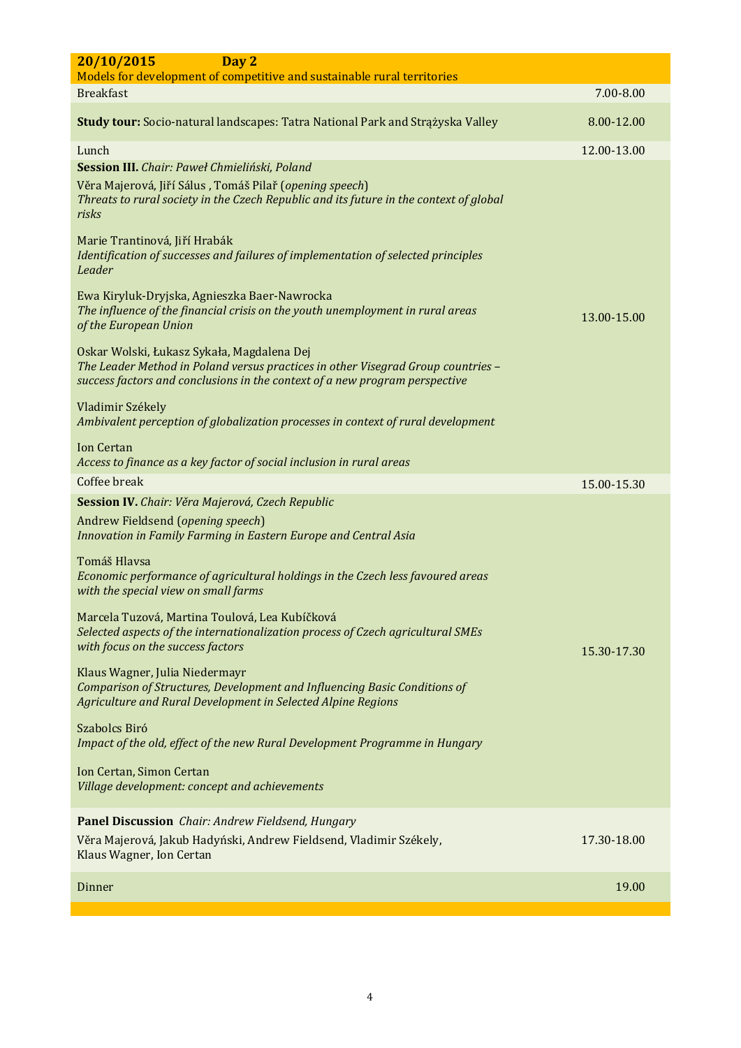| **20/10/2015 Day 2** | |
|---|---|
| Models for development of competitive and sustainable rural territories | |
| Breakfast | 7.00-8.00 |
| **Study tour:** Socio-natural landscapes: Tatra National Park and Strążyska Valley | 8.00-12.00 |
| Lunch | 12.00-13.00 |
| **Session III.** *Chair: Paweł Chmieliński, Poland*<br><br>Věra Majerová, Jiří Sálus , Tomáš Pilař (*opening speech*)<br>*Threats to rural society in the Czech Republic and its future in the context of global risks*<br><br>Marie Trantinová, Jiří Hrabák<br>*Identification of successes and failures of implementation of selected principles Leader*<br><br>Ewa Kiryluk-Dryjska, Agnieszka Baer-Nawrocka<br>*The influence of the financial crisis on the youth unemployment in rural areas of the European Union*<br><br>Oskar Wolski, Łukasz Sykała, Magdalena Dej<br>*The Leader Method in Poland versus practices in other Visegrad Group countries – success factors and conclusions in the context of a new program perspective*<br><br>Vladimir Székely<br>*Ambivalent perception of globalization processes in context of rural development*<br><br>Ion Certan<br>*Access to finance as a key factor of social inclusion in rural areas* | 13.00-15.00 |
| Coffee break | 15.00-15.30 |
| **Session IV.** *Chair: Věra Majerová, Czech Republic*<br><br>Andrew Fieldsend (*opening speech*)<br>*Innovation in Family Farming in Eastern Europe and Central Asia*<br><br>Tomáš Hlavsa<br>*Economic performance of agricultural holdings in the Czech less favoured areas with the special view on small farms*<br><br>Marcela Tuzová, Martina Toulová, Lea Kubíčková<br>*Selected aspects of the internationalization process of Czech agricultural SMEs with focus on the success factors*<br><br>Klaus Wagner, Julia Niedermayr<br>*Comparison of Structures, Development and Influencing Basic Conditions of Agriculture and Rural Development in Selected Alpine Regions*<br><br>Szabolcs Biró<br>*Impact of the old, effect of the new Rural Development Programme in Hungary*<br><br>Ion Certan, Simon Certan<br>*Village development: concept and achievements* | 15.30-17.30 |
| **Panel Discussion** *Chair: Andrew Fieldsend, Hungary*<br><br>Věra Majerová, Jakub Hadyński, Andrew Fieldsend, Vladimir Székely, Klaus Wagner, Ion Certan | 17.30-18.00 |
| Dinner | 19.00 |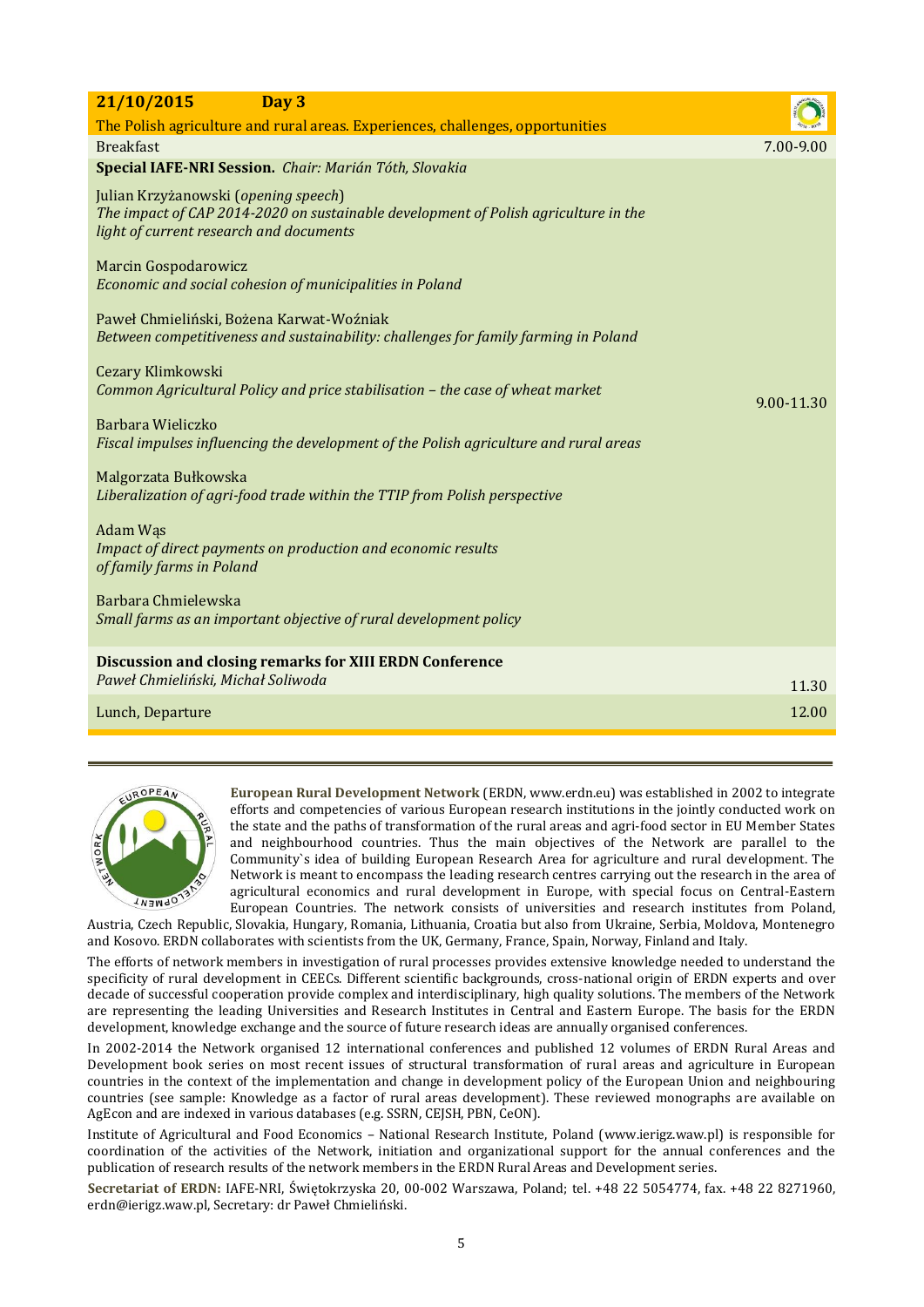## 21/10/2015 Day 3

The Polish agriculture and rural areas. Experiences, challenges, opportunities

| | |
|---|---|
| Breakfast | 7.00-9.00 |
| **Special IAFE-NRI Session.** *Chair: Marián Tóth, Slovakia* | |
| Julian Krzyżanowski (*opening speech*)<br>*The impact of CAP 2014-2020 on sustainable development of Polish agriculture in the light of current research and documents*<br><br>Marcin Gospodarowicz<br>*Economic and social cohesion of municipalities in Poland*<br><br>Paweł Chmieliński, Bożena Karwat-Woźniak<br>*Between competitiveness and sustainability: challenges for family farming in Poland*<br><br>Cezary Klimkowski<br>*Common Agricultural Policy and price stabilisation – the case of wheat market*<br><br>Barbara Wieliczko<br>*Fiscal impulses influencing the development of the Polish agriculture and rural areas*<br><br>Malgorzata Bułkowska<br>*Liberalization of agri-food trade within the TTIP from Polish perspective*<br><br>Adam Wąs<br>*Impact of direct payments on production and economic results of family farms in Poland*<br><br>Barbara Chmielewska<br>*Small farms as an important objective of rural development policy* | 9.00-11.30 |
| **Discussion and closing remarks for XIII ERDN Conference**<br>*Paweł Chmieliński, Michał Soliwoda* | 11.30 |
| Lunch, Departure | 12.00 |

**European Rural Development Network** (ERDN, www.erdn.eu) was established in 2002 to integrate efforts and competencies of various European research institutions in the jointly conducted work on the state and the paths of transformation of the rural areas and agri-food sector in EU Member States and neighbourhood countries. Thus the main objectives of the Network are parallel to the Community`s idea of building European Research Area for agriculture and rural development. The Network is meant to encompass the leading research centres carrying out the research in the area of agricultural economics and rural development in Europe, with special focus on Central-Eastern European Countries. The network consists of universities and research institutes from Poland, Austria, Czech Republic, Slovakia, Hungary, Romania, Lithuania, Croatia but also from Ukraine, Serbia, Moldova, Montenegro and Kosovo. ERDN collaborates with scientists from the UK, Germany, France, Spain, Norway, Finland and Italy.

The efforts of network members in investigation of rural processes provides extensive knowledge needed to understand the specificity of rural development in CEECs. Different scientific backgrounds, cross-national origin of ERDN experts and over decade of successful cooperation provide complex and interdisciplinary, high quality solutions. The members of the Network are representing the leading Universities and Research Institutes in Central and Eastern Europe. The basis for the ERDN development, knowledge exchange and the source of future research ideas are annually organised conferences.

In 2002-2014 the Network organised 12 international conferences and published 12 volumes of ERDN Rural Areas and Development book series on most recent issues of structural transformation of rural areas and agriculture in European countries in the context of the implementation and change in development policy of the European Union and neighbouring countries (see sample: Knowledge as a factor of rural areas development). These reviewed monographs are available on AgEcon and are indexed in various databases (e.g. SSRN, CEJSH, PBN, CeON).

Institute of Agricultural and Food Economics – National Research Institute, Poland (www.ierigz.waw.pl) is responsible for coordination of the activities of the Network, initiation and organizational support for the annual conferences and the publication of research results of the network members in the ERDN Rural Areas and Development series.

**Secretariat of ERDN:** IAFE-NRI, Świętokrzyska 20, 00-002 Warszawa, Poland; tel. +48 22 5054774, fax. +48 22 8271960, erdn@ierigz.waw.pl, Secretary: dr Paweł Chmieliński.